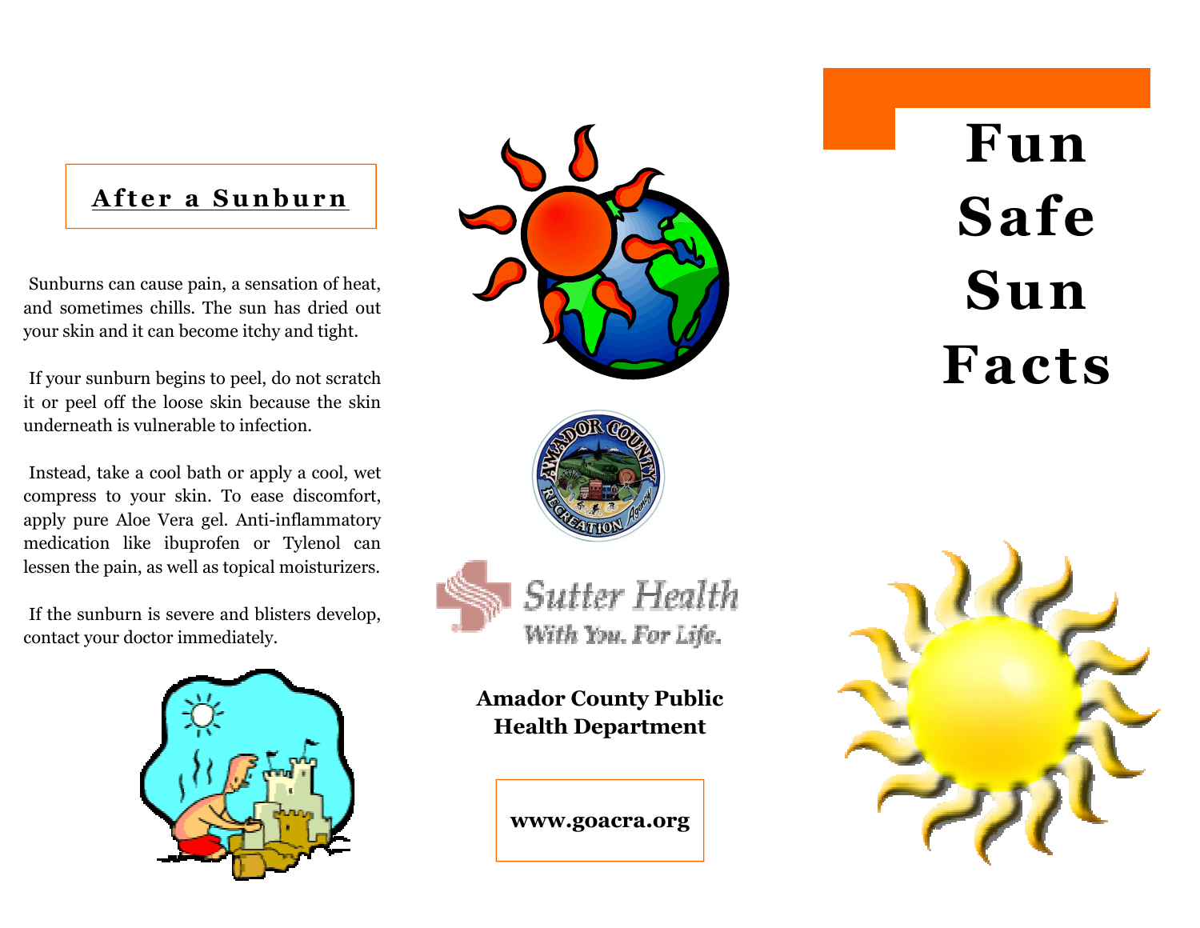## After a Sunburn

Sunburns can cause pain, a sensation of heat, and sometimes chills. The sun has dried out your skin and it can become itchy and tight.

If your sunburn begins to peel, do not scratch it or peel off the loose skin because the skin underneath is vulnerable to infection.

Instead, take a cool bath or apply a cool, wet compress to your skin. To ease discomfort, apply pure Aloe Vera gel. Anti-inflammatory medication like ibuprofen or Tylenol can lessen the pain, as well as topical moisturizers.

If the sunburn is severe and blisters develop, contact your doctor immediately.

Sutter Health

With You. For Life.

**Amador County Public Health Department**

**www.goacra.org**

# Fun Safe Sun Facts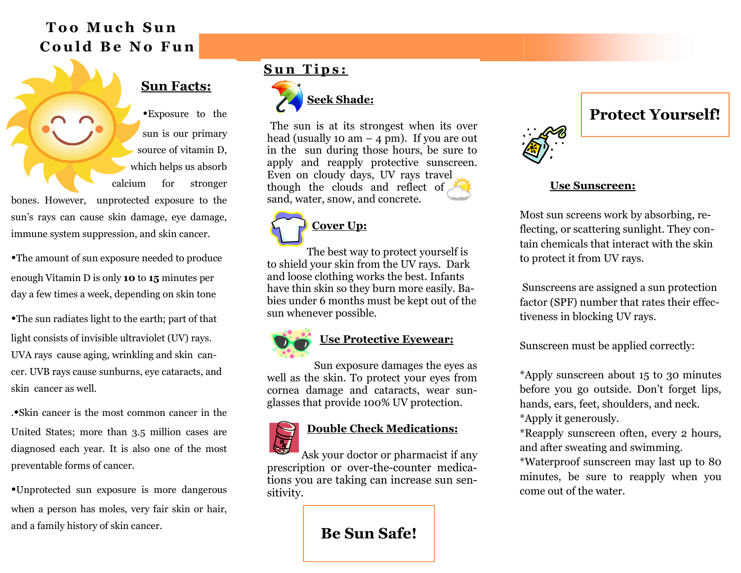# Too Much Sun Could Be No Fun

## Sun Facts:

•Exposure to the sun is our primary source of vitamin D, which helps us absorb calcium for stronger bones. However, unprotected exposure to the sun's rays can cause skin damage, eye damage, immune system suppression, and skin cancer.

•The amount of sun exposure needed to produce enough Vitamin D is only **10** to **15** minutes per day a few times a week, depending on skin tone

•The sun radiates light to the earth; part of that light consists of invisible ultraviolet (UV) rays. UVA rays cause aging, wrinkling and skin cancer. UVB rays cause sunburns, eye cataracts, and skin cancer as well.

.•Skin cancer is the most common cancer in the United States; more than 3.5 million cases are diagnosed each year. It is also one of the most preventable forms of cancer.

•Unprotected sun exposure is more dangerous when a person has moles, very fair skin or hair, and a family history of skin cancer.

## Sun Tips:

### Seek Shade:

The sun is at its strongest when its over head (usually 10 am – 4 pm). If you are out in the sun during those hours, be sure to apply and reapply protective sunscreen. Even on cloudy days, UV rays travel though the clouds and reflect of sand, water, snow, and concrete.

### Cover Up:

The best way to protect yourself is to shield your skin from the UV rays. Dark and loose clothing works the best. Infants have thin skin so they burn more easily. Babies under 6 months must be kept out of the sun whenever possible.

### Use Protective Eyewear:

Sun exposure damages the eyes as well as the skin. To protect your eyes from cornea damage and cataracts, wear sunglasses that provide 100% UV protection.

### Double Check Medications:

Ask your doctor or pharmacist if any prescription or over-the-counter medications you are taking can increase sun sensitivity.

**Be Sun Safe!**

## Protect Yourself!

### Use Sunscreen:

Most sun screens work by absorbing, reflecting, or scattering sunlight. They contain chemicals that interact with the skin to protect it from UV rays.

Sunscreens are assigned a sun protection factor (SPF) number that rates their effectiveness in blocking UV rays.

Sunscreen must be applied correctly:

*Apply sunscreen about 15 to 30 minutes before you go outside. Don't forget lips, hands, ears, feet, shoulders, and neck.
*Apply it generously.
*Reapply sunscreen often, every 2 hours, and after sweating and swimming.
*Waterproof sunscreen may last up to 80 minutes, be sure to reapply when you come out of the water.